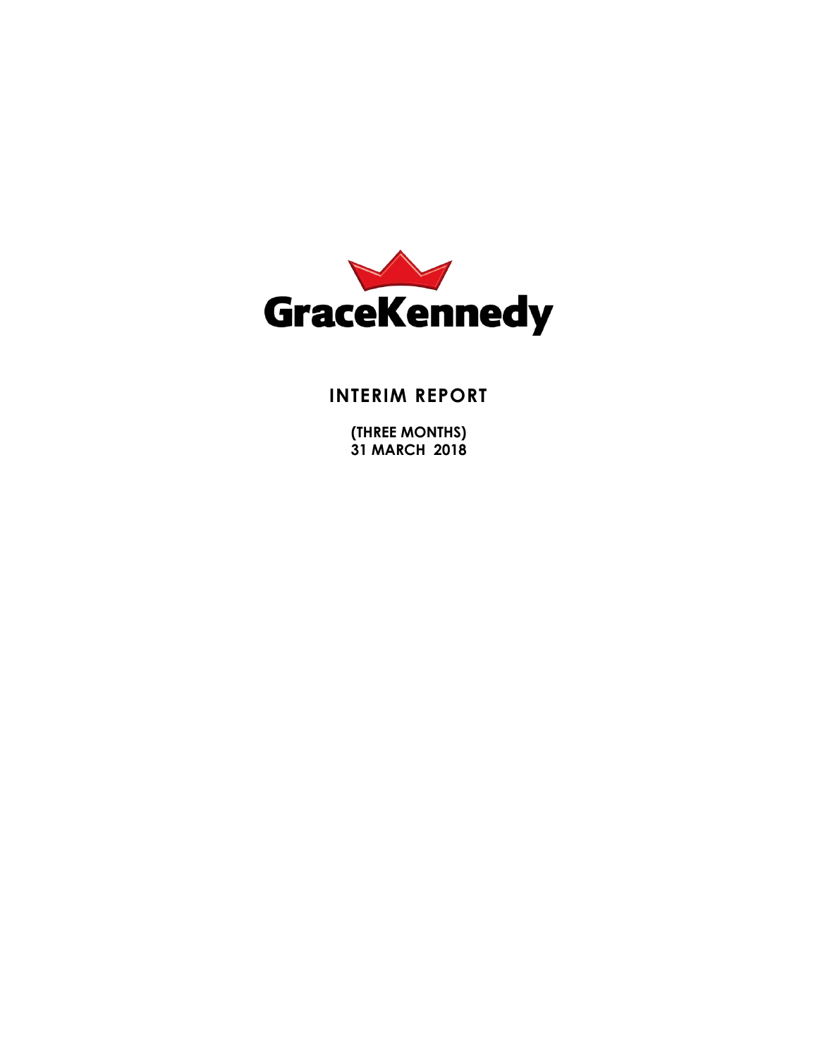GraceKennedy

# INTERIM REPORT

**(THREE MONTHS)**
**31 MARCH 2018**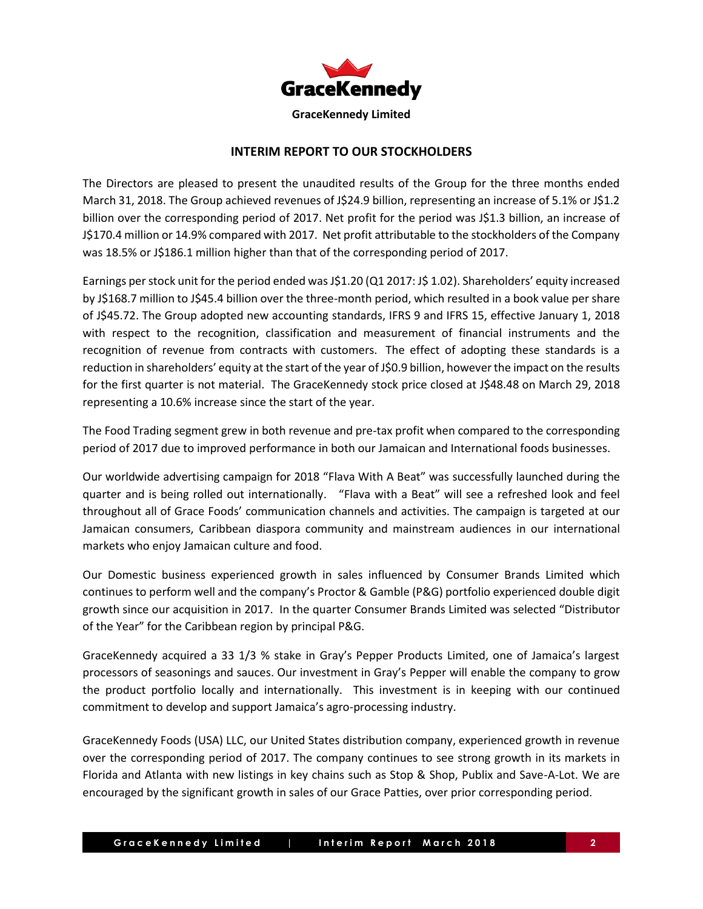**GraceKennedy Limited**

## INTERIM REPORT TO OUR STOCKHOLDERS

The Directors are pleased to present the unaudited results of the Group for the three months ended March 31, 2018. The Group achieved revenues of J$24.9 billion, representing an increase of 5.1% or J$1.2 billion over the corresponding period of 2017. Net profit for the period was J$1.3 billion, an increase of J$170.4 million or 14.9% compared with 2017. Net profit attributable to the stockholders of the Company was 18.5% or J$186.1 million higher than that of the corresponding period of 2017.

Earnings per stock unit for the period ended was J$1.20 (Q1 2017: J$ 1.02). Shareholders' equity increased by J$168.7 million to J$45.4 billion over the three-month period, which resulted in a book value per share of J$45.72. The Group adopted new accounting standards, IFRS 9 and IFRS 15, effective January 1, 2018 with respect to the recognition, classification and measurement of financial instruments and the recognition of revenue from contracts with customers. The effect of adopting these standards is a reduction in shareholders' equity at the start of the year of J$0.9 billion, however the impact on the results for the first quarter is not material. The GraceKennedy stock price closed at J$48.48 on March 29, 2018 representing a 10.6% increase since the start of the year.

The Food Trading segment grew in both revenue and pre-tax profit when compared to the corresponding period of 2017 due to improved performance in both our Jamaican and International foods businesses.

Our worldwide advertising campaign for 2018 "Flava With A Beat" was successfully launched during the quarter and is being rolled out internationally. "Flava with a Beat" will see a refreshed look and feel throughout all of Grace Foods' communication channels and activities. The campaign is targeted at our Jamaican consumers, Caribbean diaspora community and mainstream audiences in our international markets who enjoy Jamaican culture and food.

Our Domestic business experienced growth in sales influenced by Consumer Brands Limited which continues to perform well and the company's Proctor & Gamble (P&G) portfolio experienced double digit growth since our acquisition in 2017. In the quarter Consumer Brands Limited was selected "Distributor of the Year" for the Caribbean region by principal P&G.

GraceKennedy acquired a 33 1/3 % stake in Gray's Pepper Products Limited, one of Jamaica's largest processors of seasonings and sauces. Our investment in Gray's Pepper will enable the company to grow the product portfolio locally and internationally. This investment is in keeping with our continued commitment to develop and support Jamaica's agro-processing industry.

GraceKennedy Foods (USA) LLC, our United States distribution company, experienced growth in revenue over the corresponding period of 2017. The company continues to see strong growth in its markets in Florida and Atlanta with new listings in key chains such as Stop & Shop, Publix and Save-A-Lot. We are encouraged by the significant growth in sales of our Grace Patties, over prior corresponding period.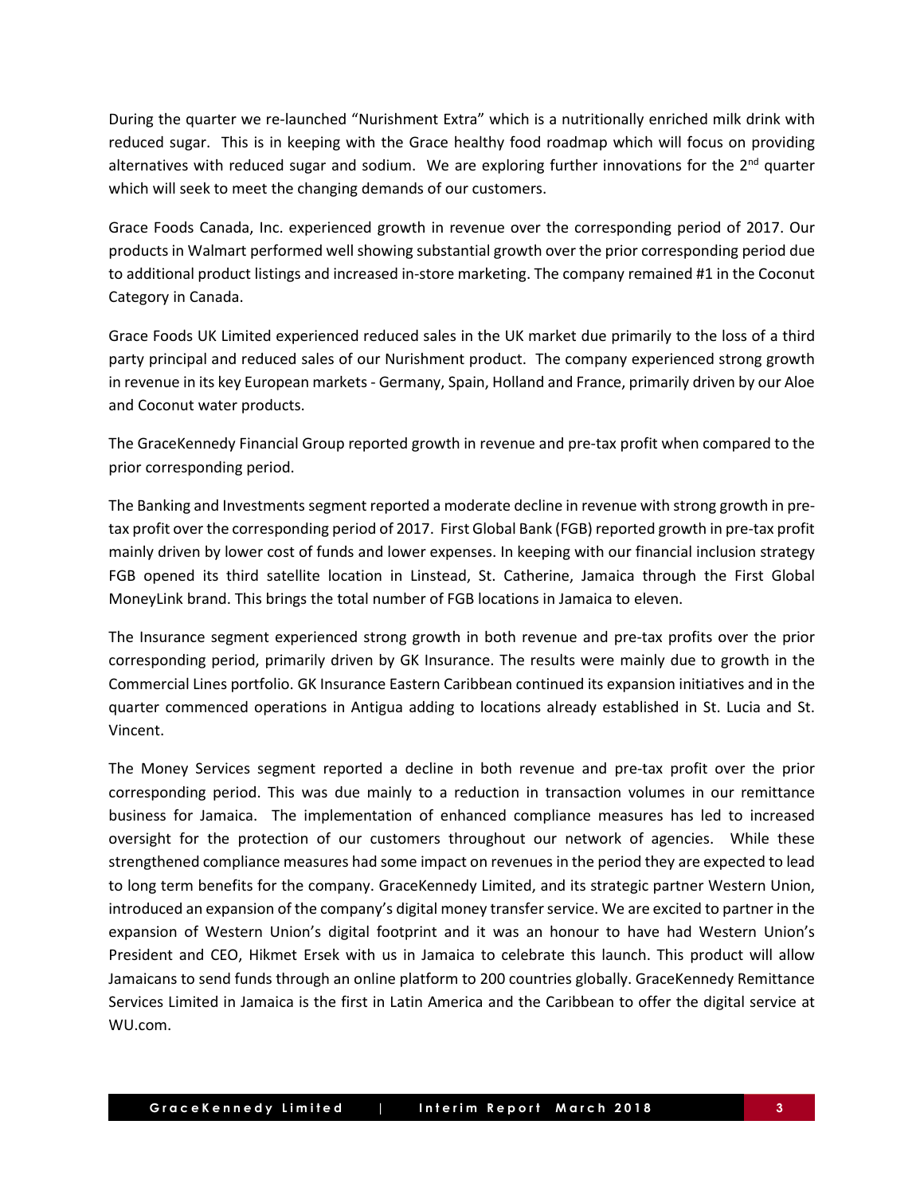During the quarter we re-launched "Nurishment Extra" which is a nutritionally enriched milk drink with reduced sugar. This is in keeping with the Grace healthy food roadmap which will focus on providing alternatives with reduced sugar and sodium. We are exploring further innovations for the 2nd quarter which will seek to meet the changing demands of our customers.

Grace Foods Canada, Inc. experienced growth in revenue over the corresponding period of 2017. Our products in Walmart performed well showing substantial growth over the prior corresponding period due to additional product listings and increased in-store marketing. The company remained #1 in the Coconut Category in Canada.

Grace Foods UK Limited experienced reduced sales in the UK market due primarily to the loss of a third party principal and reduced sales of our Nurishment product. The company experienced strong growth in revenue in its key European markets - Germany, Spain, Holland and France, primarily driven by our Aloe and Coconut water products.

The GraceKennedy Financial Group reported growth in revenue and pre-tax profit when compared to the prior corresponding period.

The Banking and Investments segment reported a moderate decline in revenue with strong growth in pre-tax profit over the corresponding period of 2017. First Global Bank (FGB) reported growth in pre-tax profit mainly driven by lower cost of funds and lower expenses. In keeping with our financial inclusion strategy FGB opened its third satellite location in Linstead, St. Catherine, Jamaica through the First Global MoneyLink brand. This brings the total number of FGB locations in Jamaica to eleven.

The Insurance segment experienced strong growth in both revenue and pre-tax profits over the prior corresponding period, primarily driven by GK Insurance. The results were mainly due to growth in the Commercial Lines portfolio. GK Insurance Eastern Caribbean continued its expansion initiatives and in the quarter commenced operations in Antigua adding to locations already established in St. Lucia and St. Vincent.

The Money Services segment reported a decline in both revenue and pre-tax profit over the prior corresponding period. This was due mainly to a reduction in transaction volumes in our remittance business for Jamaica. The implementation of enhanced compliance measures has led to increased oversight for the protection of our customers throughout our network of agencies. While these strengthened compliance measures had some impact on revenues in the period they are expected to lead to long term benefits for the company. GraceKennedy Limited, and its strategic partner Western Union, introduced an expansion of the company's digital money transfer service. We are excited to partner in the expansion of Western Union's digital footprint and it was an honour to have had Western Union's President and CEO, Hikmet Ersek with us in Jamaica to celebrate this launch. This product will allow Jamaicans to send funds through an online platform to 200 countries globally. GraceKennedy Remittance Services Limited in Jamaica is the first in Latin America and the Caribbean to offer the digital service at WU.com.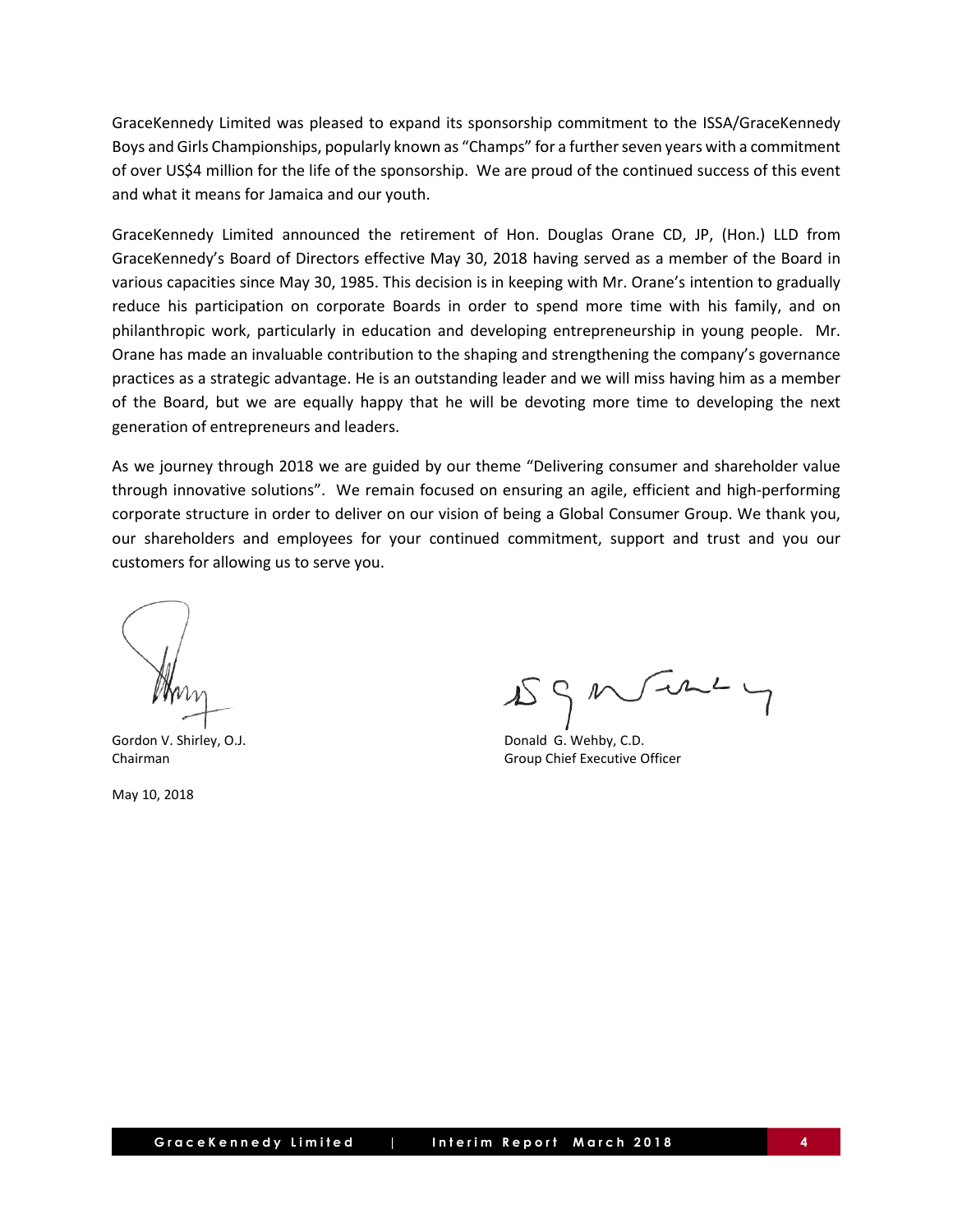GraceKennedy Limited was pleased to expand its sponsorship commitment to the ISSA/GraceKennedy Boys and Girls Championships, popularly known as "Champs" for a further seven years with a commitment of over US$4 million for the life of the sponsorship. We are proud of the continued success of this event and what it means for Jamaica and our youth.

GraceKennedy Limited announced the retirement of Hon. Douglas Orane CD, JP, (Hon.) LLD from GraceKennedy's Board of Directors effective May 30, 2018 having served as a member of the Board in various capacities since May 30, 1985. This decision is in keeping with Mr. Orane's intention to gradually reduce his participation on corporate Boards in order to spend more time with his family, and on philanthropic work, particularly in education and developing entrepreneurship in young people. Mr. Orane has made an invaluable contribution to the shaping and strengthening the company's governance practices as a strategic advantage. He is an outstanding leader and we will miss having him as a member of the Board, but we are equally happy that he will be devoting more time to developing the next generation of entrepreneurs and leaders.

As we journey through 2018 we are guided by our theme "Delivering consumer and shareholder value through innovative solutions". We remain focused on ensuring an agile, efficient and high-performing corporate structure in order to deliver on our vision of being a Global Consumer Group. We thank you, our shareholders and employees for your continued commitment, support and trust and you our customers for allowing us to serve you.

Gordon V. Shirley, O.J.
Chairman

Donald G. Wehby, C.D.
Group Chief Executive Officer

May 10, 2018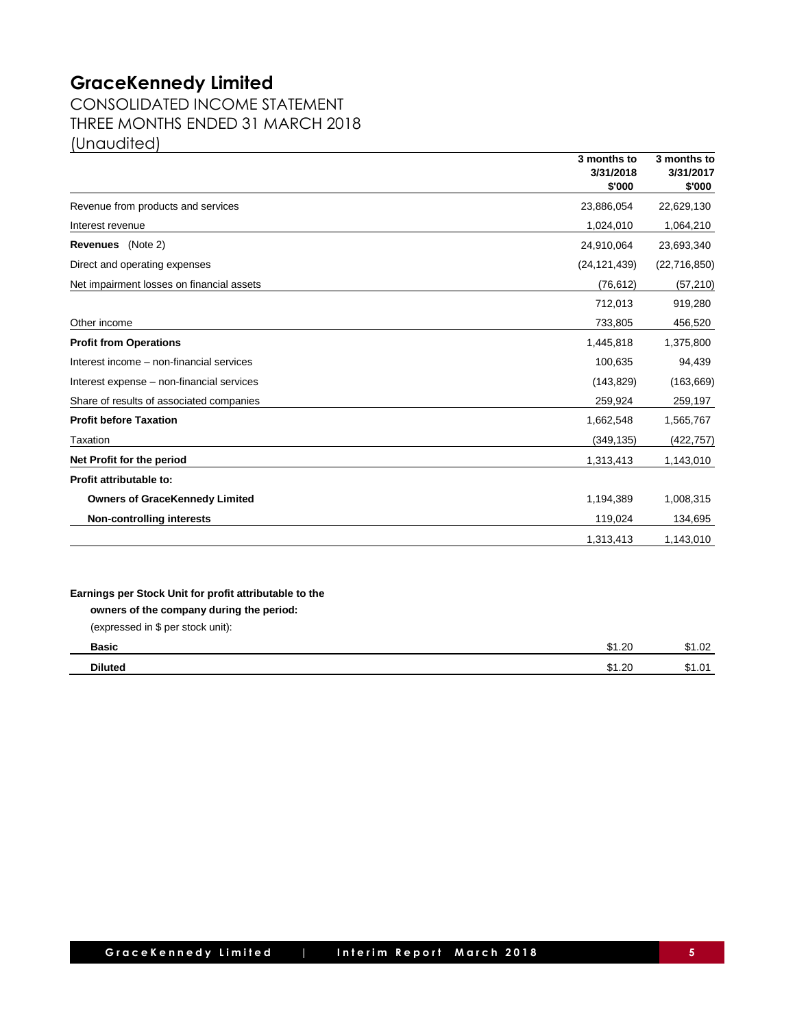# GraceKennedy Limited

## CONSOLIDATED INCOME STATEMENT
## THREE MONTHS ENDED 31 MARCH 2018
## (Unaudited)

| | 3 months to 3/31/2018 $'000 | 3 months to 3/31/2017 $'000 |
|---|---|---|
| Revenue from products and services | 23,886,054 | 22,629,130 |
| Interest revenue | 1,024,010 | 1,064,210 |
| **Revenues** (Note 2) | 24,910,064 | 23,693,340 |
| Direct and operating expenses | (24,121,439) | (22,716,850) |
| Net impairment losses on financial assets | (76,612) | (57,210) |
| | 712,013 | 919,280 |
| Other income | 733,805 | 456,520 |
| **Profit from Operations** | 1,445,818 | 1,375,800 |
| Interest income – non-financial services | 100,635 | 94,439 |
| Interest expense – non-financial services | (143,829) | (163,669) |
| Share of results of associated companies | 259,924 | 259,197 |
| **Profit before Taxation** | 1,662,548 | 1,565,767 |
| Taxation | (349,135) | (422,757) |
| **Net Profit for the period** | 1,313,413 | 1,143,010 |
| **Profit attributable to:** | | |
| **Owners of GraceKennedy Limited** | 1,194,389 | 1,008,315 |
| **Non-controlling interests** | 119,024 | 134,695 |
| | 1,313,413 | 1,143,010 |

**Earnings per Stock Unit for profit attributable to the owners of the company during the period:**

(expressed in $ per stock unit):

| | | |
|---|---|---|
| **Basic** | $1.20 | $1.02 |
| **Diluted** | $1.20 | $1.01 |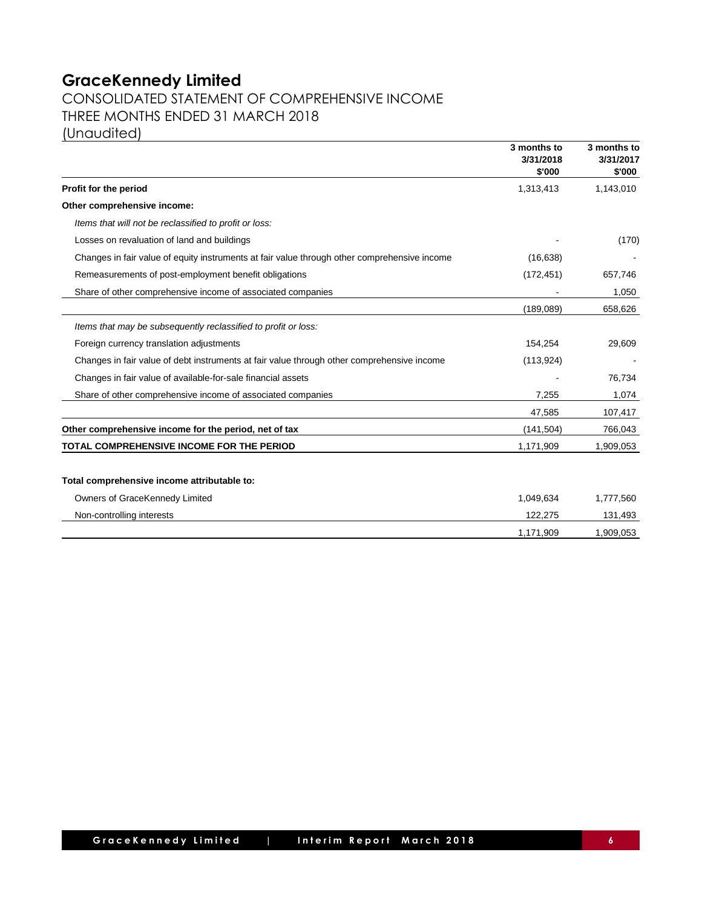# GraceKennedy Limited

## CONSOLIDATED STATEMENT OF COMPREHENSIVE INCOME
## THREE MONTHS ENDED 31 MARCH 2018
## (Unaudited)

| | 3 months to 3/31/2018 $'000 | 3 months to 3/31/2017 $'000 |
|---|---|---|
| **Profit for the period** | 1,313,413 | 1,143,010 |
| **Other comprehensive income:** | | |
| *Items that will not be reclassified to profit or loss:* | | |
| Losses on revaluation of land and buildings | - | (170) |
| Changes in fair value of equity instruments at fair value through other comprehensive income | (16,638) | - |
| Remeasurements of post-employment benefit obligations | (172,451) | 657,746 |
| Share of other comprehensive income of associated companies | - | 1,050 |
| | (189,089) | 658,626 |
| *Items that may be subsequently reclassified to profit or loss:* | | |
| Foreign currency translation adjustments | 154,254 | 29,609 |
| Changes in fair value of debt instruments at fair value through other comprehensive income | (113,924) | - |
| Changes in fair value of available-for-sale financial assets | - | 76,734 |
| Share of other comprehensive income of associated companies | 7,255 | 1,074 |
| | 47,585 | 107,417 |
| **Other comprehensive income for the period, net of tax** | (141,504) | 766,043 |
| **TOTAL COMPREHENSIVE INCOME FOR THE PERIOD** | 1,171,909 | 1,909,053 |
| | | |
| **Total comprehensive income attributable to:** | | |
| Owners of GraceKennedy Limited | 1,049,634 | 1,777,560 |
| Non-controlling interests | 122,275 | 131,493 |
| | 1,171,909 | 1,909,053 |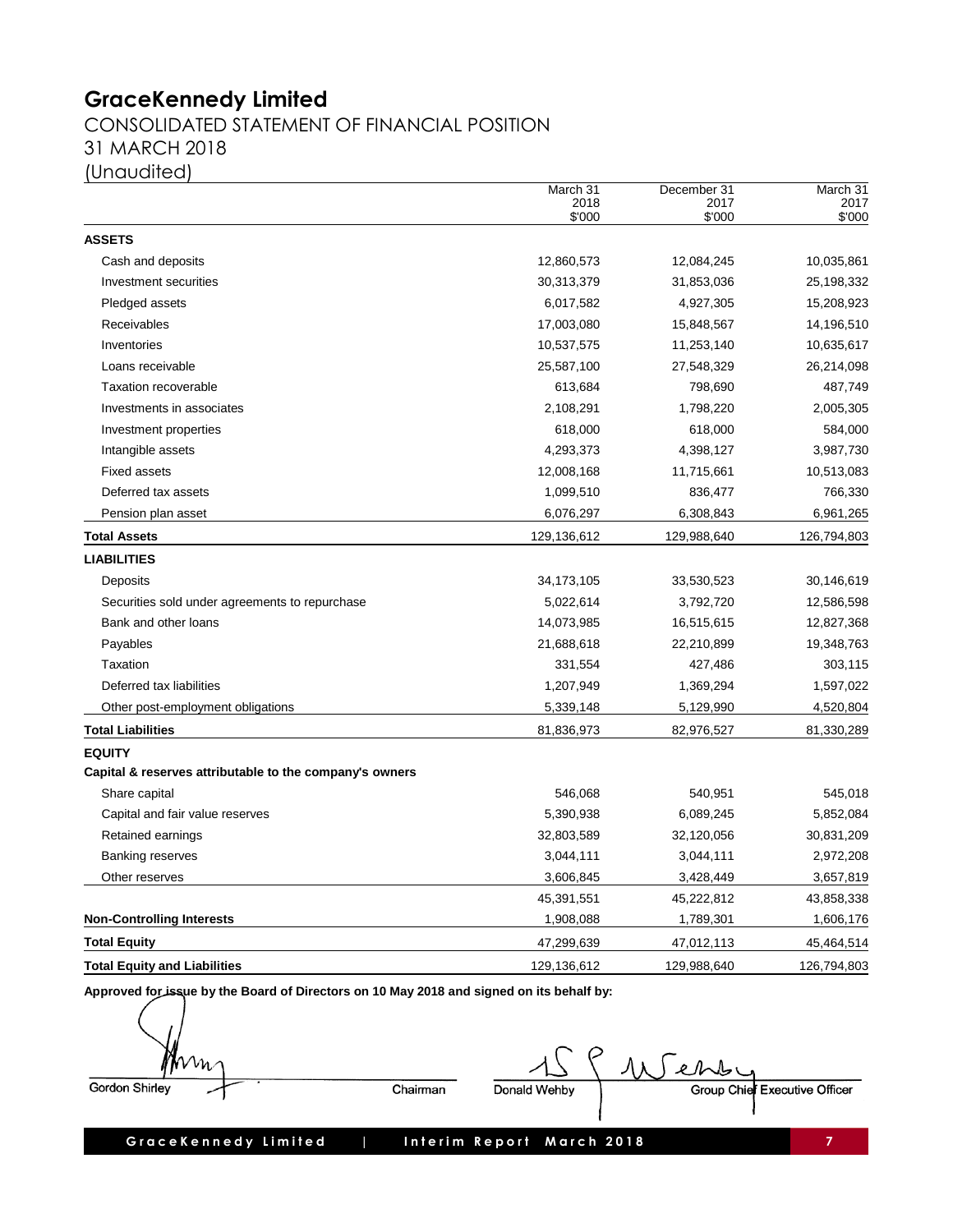# GraceKennedy Limited

## CONSOLIDATED STATEMENT OF FINANCIAL POSITION
## 31 MARCH 2018
## (Unaudited)

| | March 31 2018 $'000 | December 31 2017 $'000 | March 31 2017 $'000 |
|---|---|---|---|
| **ASSETS** | | | |
| Cash and deposits | 12,860,573 | 12,084,245 | 10,035,861 |
| Investment securities | 30,313,379 | 31,853,036 | 25,198,332 |
| Pledged assets | 6,017,582 | 4,927,305 | 15,208,923 |
| Receivables | 17,003,080 | 15,848,567 | 14,196,510 |
| Inventories | 10,537,575 | 11,253,140 | 10,635,617 |
| Loans receivable | 25,587,100 | 27,548,329 | 26,214,098 |
| Taxation recoverable | 613,684 | 798,690 | 487,749 |
| Investments in associates | 2,108,291 | 1,798,220 | 2,005,305 |
| Investment properties | 618,000 | 618,000 | 584,000 |
| Intangible assets | 4,293,373 | 4,398,127 | 3,987,730 |
| Fixed assets | 12,008,168 | 11,715,661 | 10,513,083 |
| Deferred tax assets | 1,099,510 | 836,477 | 766,330 |
| Pension plan asset | 6,076,297 | 6,308,843 | 6,961,265 |
| **Total Assets** | 129,136,612 | 129,988,640 | 126,794,803 |
| **LIABILITIES** | | | |
| Deposits | 34,173,105 | 33,530,523 | 30,146,619 |
| Securities sold under agreements to repurchase | 5,022,614 | 3,792,720 | 12,586,598 |
| Bank and other loans | 14,073,985 | 16,515,615 | 12,827,368 |
| Payables | 21,688,618 | 22,210,899 | 19,348,763 |
| Taxation | 331,554 | 427,486 | 303,115 |
| Deferred tax liabilities | 1,207,949 | 1,369,294 | 1,597,022 |
| Other post-employment obligations | 5,339,148 | 5,129,990 | 4,520,804 |
| **Total Liabilities** | 81,836,973 | 82,976,527 | 81,330,289 |
| **EQUITY** | | | |
| **Capital & reserves attributable to the company's owners** | | | |
| Share capital | 546,068 | 540,951 | 545,018 |
| Capital and fair value reserves | 5,390,938 | 6,089,245 | 5,852,084 |
| Retained earnings | 32,803,589 | 32,120,056 | 30,831,209 |
| Banking reserves | 3,044,111 | 3,044,111 | 2,972,208 |
| Other reserves | 3,606,845 | 3,428,449 | 3,657,819 |
| | 45,391,551 | 45,222,812 | 43,858,338 |
| **Non-Controlling Interests** | 1,908,088 | 1,789,301 | 1,606,176 |
| **Total Equity** | 47,299,639 | 47,012,113 | 45,464,514 |
| **Total Equity and Liabilities** | 129,136,612 | 129,988,640 | 126,794,803 |

**Approved for issue by the Board of Directors on 10 May 2018 and signed on its behalf by:**

Gordon Shirley — Chairman

Donald Wehby — Group Chief Executive Officer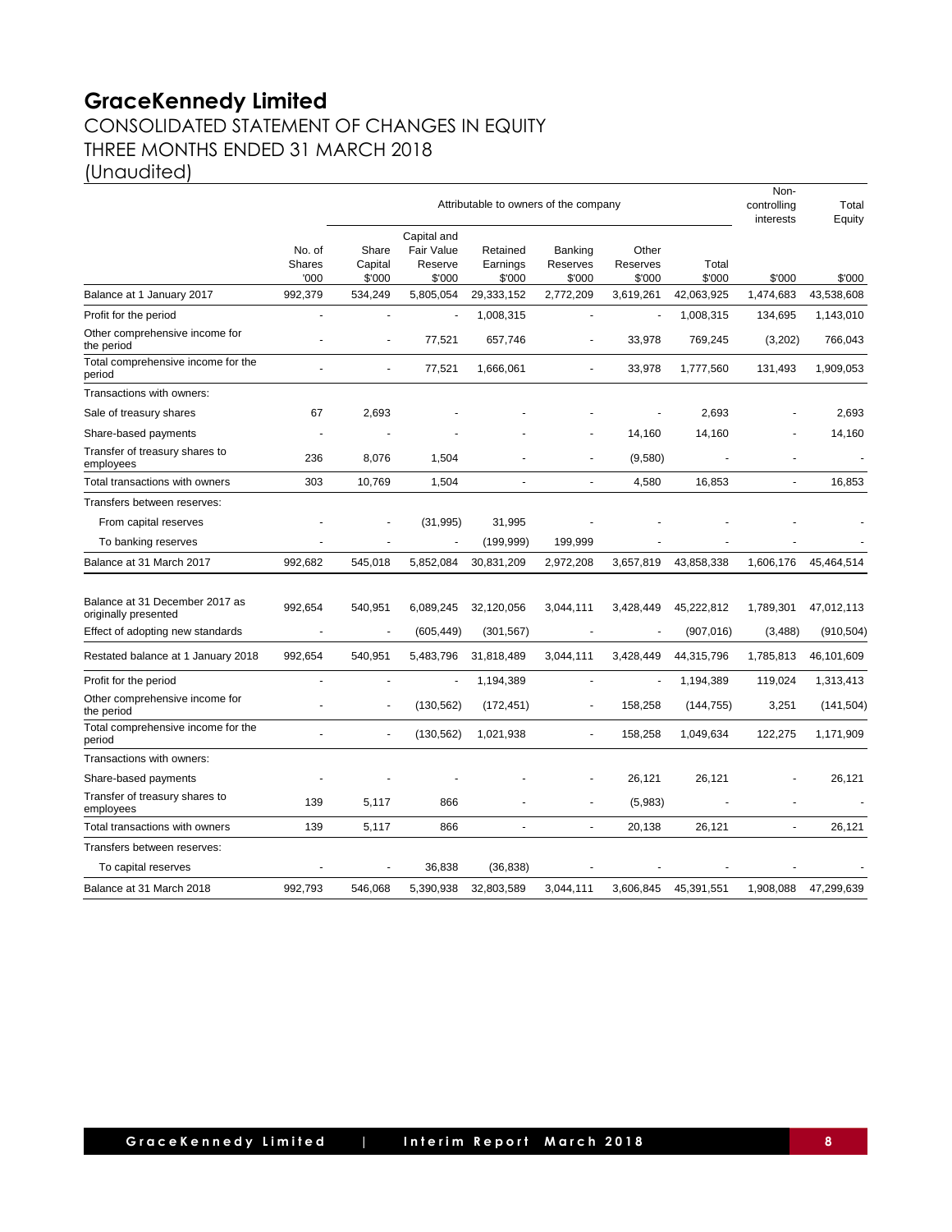# GraceKennedy Limited

## CONSOLIDATED STATEMENT OF CHANGES IN EQUITY
## THREE MONTHS ENDED 31 MARCH 2018
## (Unaudited)

| | Attributable to owners of the company | | | | | | | Non-controlling interests | Total Equity |
|---|---|---|---|---|---|---|---|---|---|
| | No. of Shares '000 | Share Capital $'000 | Capital and Fair Value Reserve $'000 | Retained Earnings $'000 | Banking Reserves $'000 | Other Reserves $'000 | Total $'000 | $'000 | $'000 |
| Balance at 1 January 2017 | 992,379 | 534,249 | 5,805,054 | 29,333,152 | 2,772,209 | 3,619,261 | 42,063,925 | 1,474,683 | 43,538,608 |
| Profit for the period | - | - | - | 1,008,315 | - | - | 1,008,315 | 134,695 | 1,143,010 |
| Other comprehensive income for the period | - | - | 77,521 | 657,746 | - | 33,978 | 769,245 | (3,202) | 766,043 |
| Total comprehensive income for the period | - | - | 77,521 | 1,666,061 | - | 33,978 | 1,777,560 | 131,493 | 1,909,053 |
| Transactions with owners: | | | | | | | | | |
| Sale of treasury shares | 67 | 2,693 | - | - | - | - | 2,693 | - | 2,693 |
| Share-based payments | - | - | - | - | - | 14,160 | 14,160 | - | 14,160 |
| Transfer of treasury shares to employees | 236 | 8,076 | 1,504 | - | - | (9,580) | - | - | - |
| Total transactions with owners | 303 | 10,769 | 1,504 | - | - | 4,580 | 16,853 | - | 16,853 |
| Transfers between reserves: | | | | | | | | | |
| From capital reserves | - | - | (31,995) | 31,995 | - | - | - | - | - |
| To banking reserves | - | - | - | (199,999) | 199,999 | - | - | - | - |
| Balance at 31 March 2017 | 992,682 | 545,018 | 5,852,084 | 30,831,209 | 2,972,208 | 3,657,819 | 43,858,338 | 1,606,176 | 45,464,514 |
| | | | | | | | | | |
| Balance at 31 December 2017 as originally presented | 992,654 | 540,951 | 6,089,245 | 32,120,056 | 3,044,111 | 3,428,449 | 45,222,812 | 1,789,301 | 47,012,113 |
| Effect of adopting new standards | - | - | (605,449) | (301,567) | - | - | (907,016) | (3,488) | (910,504) |
| Restated balance at 1 January 2018 | 992,654 | 540,951 | 5,483,796 | 31,818,489 | 3,044,111 | 3,428,449 | 44,315,796 | 1,785,813 | 46,101,609 |
| Profit for the period | - | - | - | 1,194,389 | - | - | 1,194,389 | 119,024 | 1,313,413 |
| Other comprehensive income for the period | - | - | (130,562) | (172,451) | - | 158,258 | (144,755) | 3,251 | (141,504) |
| Total comprehensive income for the period | - | - | (130,562) | 1,021,938 | - | 158,258 | 1,049,634 | 122,275 | 1,171,909 |
| Transactions with owners: | | | | | | | | | |
| Share-based payments | - | - | - | - | - | 26,121 | 26,121 | - | 26,121 |
| Transfer of treasury shares to employees | 139 | 5,117 | 866 | - | - | (5,983) | - | - | - |
| Total transactions with owners | 139 | 5,117 | 866 | - | - | 20,138 | 26,121 | - | 26,121 |
| Transfers between reserves: | | | | | | | | | |
| To capital reserves | - | - | 36,838 | (36,838) | - | - | - | - | - |
| Balance at 31 March 2018 | 992,793 | 546,068 | 5,390,938 | 32,803,589 | 3,044,111 | 3,606,845 | 45,391,551 | 1,908,088 | 47,299,639 |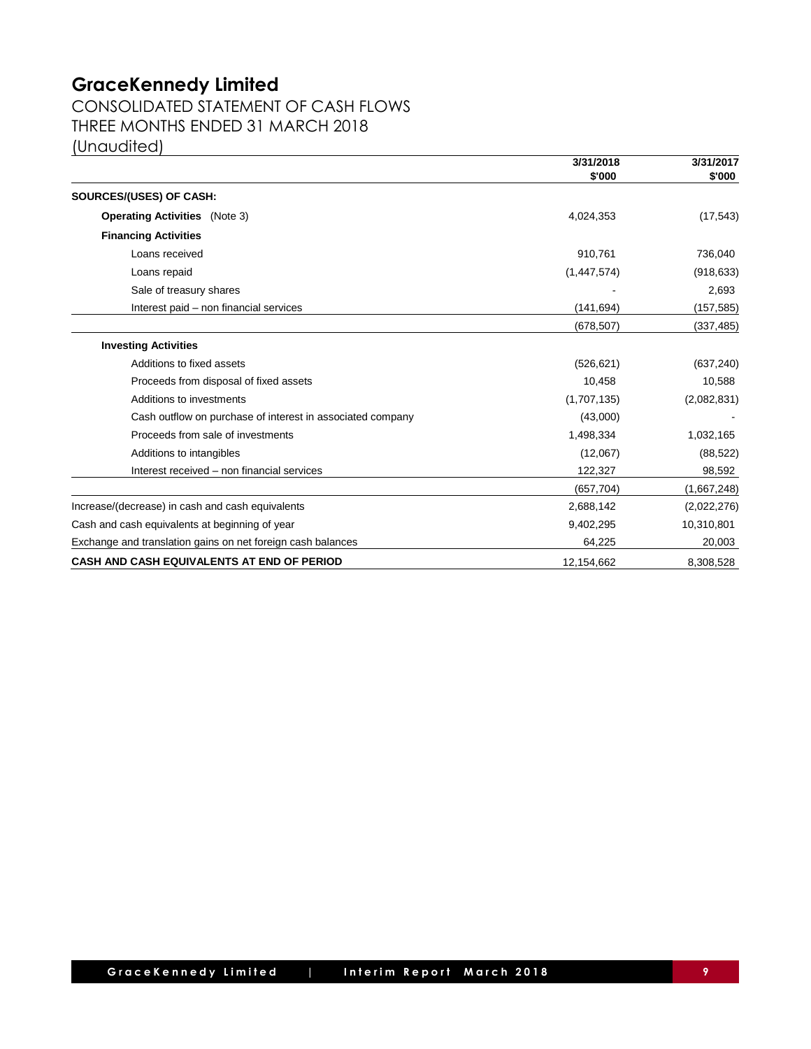# GraceKennedy Limited

## CONSOLIDATED STATEMENT OF CASH FLOWS
## THREE MONTHS ENDED 31 MARCH 2018
## (Unaudited)

| | 3/31/2018 $'000 | 3/31/2017 $'000 |
|---|---|---|
| **SOURCES/(USES) OF CASH:** | | |
| **Operating Activities** (Note 3) | 4,024,353 | (17,543) |
| **Financing Activities** | | |
| Loans received | 910,761 | 736,040 |
| Loans repaid | (1,447,574) | (918,633) |
| Sale of treasury shares | - | 2,693 |
| Interest paid – non financial services | (141,694) | (157,585) |
| | (678,507) | (337,485) |
| **Investing Activities** | | |
| Additions to fixed assets | (526,621) | (637,240) |
| Proceeds from disposal of fixed assets | 10,458 | 10,588 |
| Additions to investments | (1,707,135) | (2,082,831) |
| Cash outflow on purchase of interest in associated company | (43,000) | - |
| Proceeds from sale of investments | 1,498,334 | 1,032,165 |
| Additions to intangibles | (12,067) | (88,522) |
| Interest received – non financial services | 122,327 | 98,592 |
| | (657,704) | (1,667,248) |
| Increase/(decrease) in cash and cash equivalents | 2,688,142 | (2,022,276) |
| Cash and cash equivalents at beginning of year | 9,402,295 | 10,310,801 |
| Exchange and translation gains on net foreign cash balances | 64,225 | 20,003 |
| **CASH AND CASH EQUIVALENTS AT END OF PERIOD** | 12,154,662 | 8,308,528 |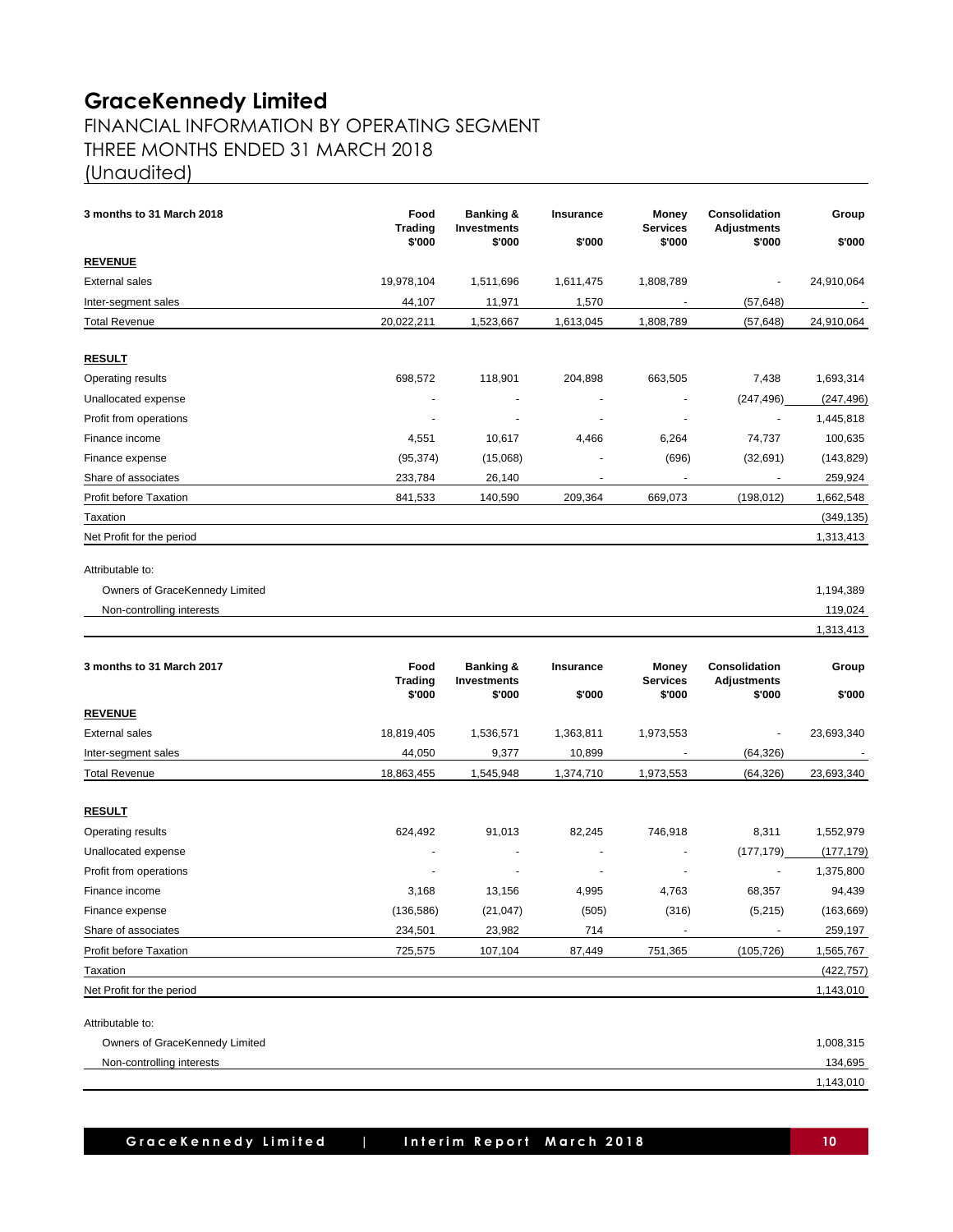# GraceKennedy Limited

## FINANCIAL INFORMATION BY OPERATING SEGMENT
## THREE MONTHS ENDED 31 MARCH 2018
## (Unaudited)

| 3 months to 31 March 2018 | Food Trading $'000 | Banking & Investments $'000 | Insurance $'000 | Money Services $'000 | Consolidation Adjustments $'000 | Group $'000 |
|---|---|---|---|---|---|---|
| **REVENUE** | | | | | | |
| External sales | 19,978,104 | 1,511,696 | 1,611,475 | 1,808,789 | - | 24,910,064 |
| Inter-segment sales | 44,107 | 11,971 | 1,570 | - | (57,648) | - |
| Total Revenue | 20,022,211 | 1,523,667 | 1,613,045 | 1,808,789 | (57,648) | 24,910,064 |
| **RESULT** | | | | | | |
| Operating results | 698,572 | 118,901 | 204,898 | 663,505 | 7,438 | 1,693,314 |
| Unallocated expense | - | - | - | - | (247,496) | (247,496) |
| Profit from operations | - | - | - | - | - | 1,445,818 |
| Finance income | 4,551 | 10,617 | 4,466 | 6,264 | 74,737 | 100,635 |
| Finance expense | (95,374) | (15,068) | - | (696) | (32,691) | (143,829) |
| Share of associates | 233,784 | 26,140 | - | - | - | 259,924 |
| Profit before Taxation | 841,533 | 140,590 | 209,364 | 669,073 | (198,012) | 1,662,548 |
| Taxation | | | | | | (349,135) |
| Net Profit for the period | | | | | | 1,313,413 |
| Attributable to: | | | | | | |
| Owners of GraceKennedy Limited | | | | | | 1,194,389 |
| Non-controlling interests | | | | | | 119,024 |
| | | | | | | 1,313,413 |

| 3 months to 31 March 2017 | Food Trading $'000 | Banking & Investments $'000 | Insurance $'000 | Money Services $'000 | Consolidation Adjustments $'000 | Group $'000 |
|---|---|---|---|---|---|---|
| **REVENUE** | | | | | | |
| External sales | 18,819,405 | 1,536,571 | 1,363,811 | 1,973,553 | - | 23,693,340 |
| Inter-segment sales | 44,050 | 9,377 | 10,899 | - | (64,326) | - |
| Total Revenue | 18,863,455 | 1,545,948 | 1,374,710 | 1,973,553 | (64,326) | 23,693,340 |
| **RESULT** | | | | | | |
| Operating results | 624,492 | 91,013 | 82,245 | 746,918 | 8,311 | 1,552,979 |
| Unallocated expense | - | - | - | - | (177,179) | (177,179) |
| Profit from operations | - | - | - | - | - | 1,375,800 |
| Finance income | 3,168 | 13,156 | 4,995 | 4,763 | 68,357 | 94,439 |
| Finance expense | (136,586) | (21,047) | (505) | (316) | (5,215) | (163,669) |
| Share of associates | 234,501 | 23,982 | 714 | - | - | 259,197 |
| Profit before Taxation | 725,575 | 107,104 | 87,449 | 751,365 | (105,726) | 1,565,767 |
| Taxation | | | | | | (422,757) |
| Net Profit for the period | | | | | | 1,143,010 |
| Attributable to: | | | | | | |
| Owners of GraceKennedy Limited | | | | | | 1,008,315 |
| Non-controlling interests | | | | | | 134,695 |
| | | | | | | 1,143,010 |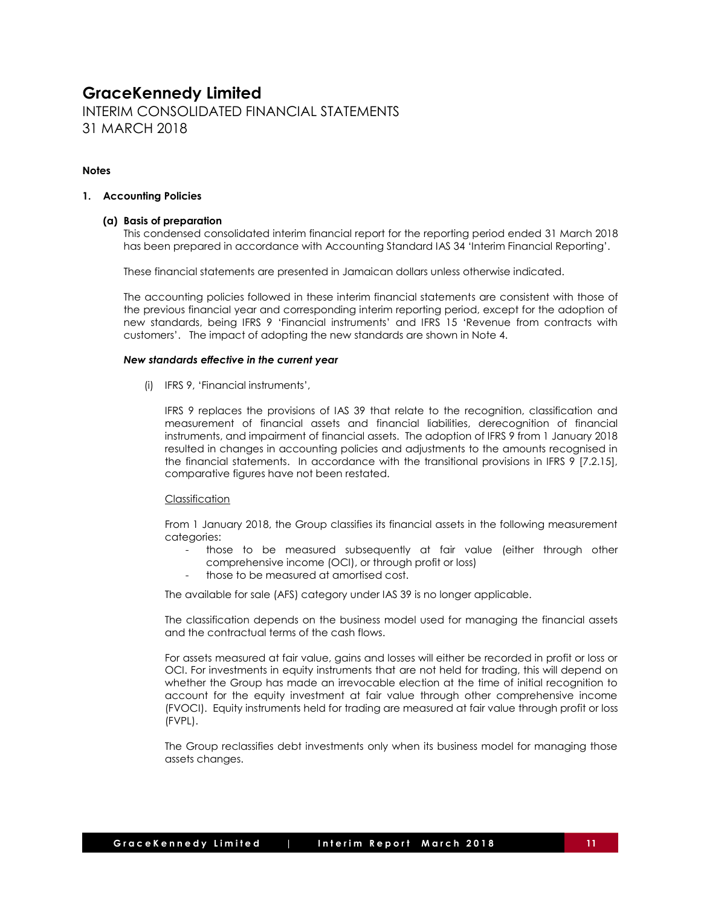# GraceKennedy Limited

INTERIM CONSOLIDATED FINANCIAL STATEMENTS
31 MARCH 2018

**Notes**

**1. Accounting Policies**

**(a) Basis of preparation**

This condensed consolidated interim financial report for the reporting period ended 31 March 2018 has been prepared in accordance with Accounting Standard IAS 34 'Interim Financial Reporting'.

These financial statements are presented in Jamaican dollars unless otherwise indicated.

The accounting policies followed in these interim financial statements are consistent with those of the previous financial year and corresponding interim reporting period, except for the adoption of new standards, being IFRS 9 'Financial instruments' and IFRS 15 'Revenue from contracts with customers'. The impact of adopting the new standards are shown in Note 4.

***New standards effective in the current year***

(i) IFRS 9, 'Financial instruments',

IFRS 9 replaces the provisions of IAS 39 that relate to the recognition, classification and measurement of financial assets and financial liabilities, derecognition of financial instruments, and impairment of financial assets. The adoption of IFRS 9 from 1 January 2018 resulted in changes in accounting policies and adjustments to the amounts recognised in the financial statements. In accordance with the transitional provisions in IFRS 9 [7.2.15], comparative figures have not been restated.

Classification

From 1 January 2018, the Group classifies its financial assets in the following measurement categories:

- those to be measured subsequently at fair value (either through other comprehensive income (OCI), or through profit or loss)
- those to be measured at amortised cost.

The available for sale (AFS) category under IAS 39 is no longer applicable.

The classification depends on the business model used for managing the financial assets and the contractual terms of the cash flows.

For assets measured at fair value, gains and losses will either be recorded in profit or loss or OCI. For investments in equity instruments that are not held for trading, this will depend on whether the Group has made an irrevocable election at the time of initial recognition to account for the equity investment at fair value through other comprehensive income (FVOCI). Equity instruments held for trading are measured at fair value through profit or loss (FVPL).

The Group reclassifies debt investments only when its business model for managing those assets changes.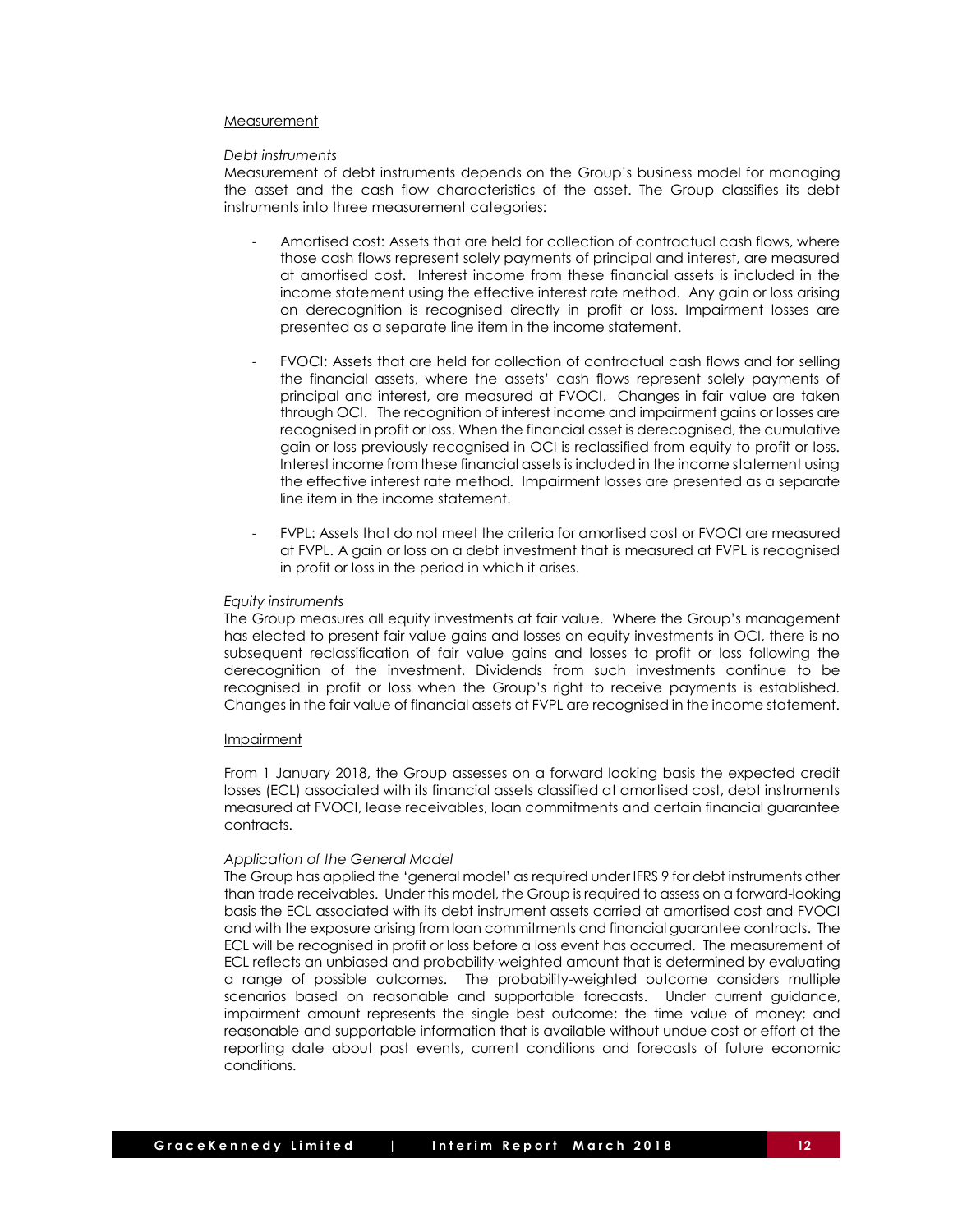Measurement

*Debt instruments*

Measurement of debt instruments depends on the Group's business model for managing the asset and the cash flow characteristics of the asset. The Group classifies its debt instruments into three measurement categories:

- Amortised cost: Assets that are held for collection of contractual cash flows, where those cash flows represent solely payments of principal and interest, are measured at amortised cost. Interest income from these financial assets is included in the income statement using the effective interest rate method. Any gain or loss arising on derecognition is recognised directly in profit or loss. Impairment losses are presented as a separate line item in the income statement.

- FVOCI: Assets that are held for collection of contractual cash flows and for selling the financial assets, where the assets' cash flows represent solely payments of principal and interest, are measured at FVOCI. Changes in fair value are taken through OCI. The recognition of interest income and impairment gains or losses are recognised in profit or loss. When the financial asset is derecognised, the cumulative gain or loss previously recognised in OCI is reclassified from equity to profit or loss. Interest income from these financial assets is included in the income statement using the effective interest rate method. Impairment losses are presented as a separate line item in the income statement.

- FVPL: Assets that do not meet the criteria for amortised cost or FVOCI are measured at FVPL. A gain or loss on a debt investment that is measured at FVPL is recognised in profit or loss in the period in which it arises.

*Equity instruments*

The Group measures all equity investments at fair value. Where the Group's management has elected to present fair value gains and losses on equity investments in OCI, there is no subsequent reclassification of fair value gains and losses to profit or loss following the derecognition of the investment. Dividends from such investments continue to be recognised in profit or loss when the Group's right to receive payments is established. Changes in the fair value of financial assets at FVPL are recognised in the income statement.

Impairment

From 1 January 2018, the Group assesses on a forward looking basis the expected credit losses (ECL) associated with its financial assets classified at amortised cost, debt instruments measured at FVOCI, lease receivables, loan commitments and certain financial guarantee contracts.

*Application of the General Model*

The Group has applied the 'general model' as required under IFRS 9 for debt instruments other than trade receivables. Under this model, the Group is required to assess on a forward-looking basis the ECL associated with its debt instrument assets carried at amortised cost and FVOCI and with the exposure arising from loan commitments and financial guarantee contracts. The ECL will be recognised in profit or loss before a loss event has occurred. The measurement of ECL reflects an unbiased and probability-weighted amount that is determined by evaluating a range of possible outcomes. The probability-weighted outcome considers multiple scenarios based on reasonable and supportable forecasts. Under current guidance, impairment amount represents the single best outcome; the time value of money; and reasonable and supportable information that is available without undue cost or effort at the reporting date about past events, current conditions and forecasts of future economic conditions.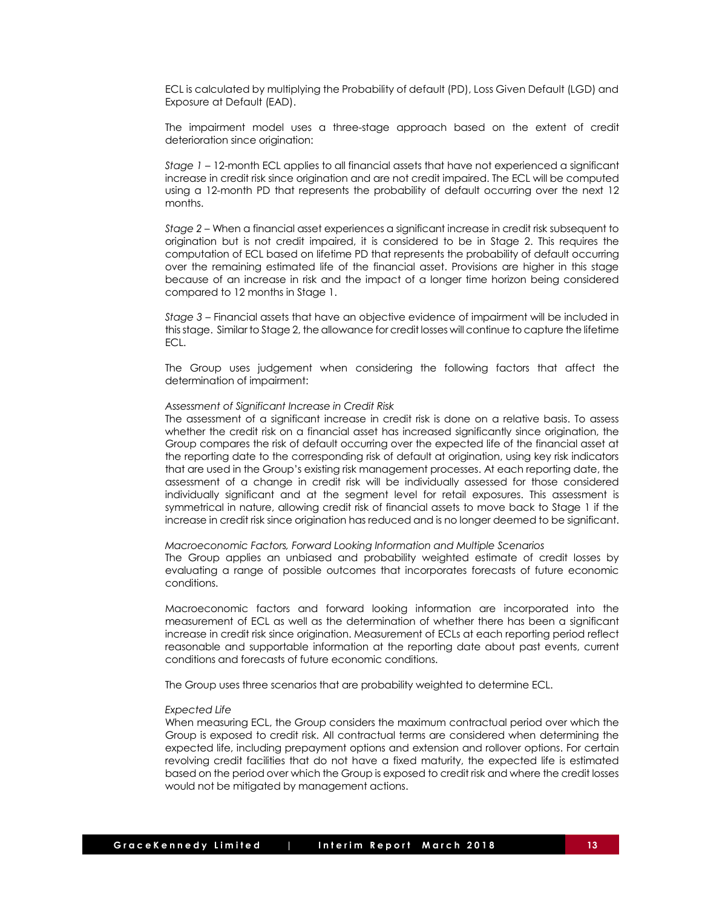ECL is calculated by multiplying the Probability of default (PD), Loss Given Default (LGD) and Exposure at Default (EAD).

The impairment model uses a three-stage approach based on the extent of credit deterioration since origination:

*Stage 1* – 12-month ECL applies to all financial assets that have not experienced a significant increase in credit risk since origination and are not credit impaired. The ECL will be computed using a 12-month PD that represents the probability of default occurring over the next 12 months.

*Stage 2* – When a financial asset experiences a significant increase in credit risk subsequent to origination but is not credit impaired, it is considered to be in Stage 2. This requires the computation of ECL based on lifetime PD that represents the probability of default occurring over the remaining estimated life of the financial asset. Provisions are higher in this stage because of an increase in risk and the impact of a longer time horizon being considered compared to 12 months in Stage 1.

*Stage 3* – Financial assets that have an objective evidence of impairment will be included in this stage. Similar to Stage 2, the allowance for credit losses will continue to capture the lifetime ECL.

The Group uses judgement when considering the following factors that affect the determination of impairment:

*Assessment of Significant Increase in Credit Risk*
The assessment of a significant increase in credit risk is done on a relative basis. To assess whether the credit risk on a financial asset has increased significantly since origination, the Group compares the risk of default occurring over the expected life of the financial asset at the reporting date to the corresponding risk of default at origination, using key risk indicators that are used in the Group's existing risk management processes. At each reporting date, the assessment of a change in credit risk will be individually assessed for those considered individually significant and at the segment level for retail exposures. This assessment is symmetrical in nature, allowing credit risk of financial assets to move back to Stage 1 if the increase in credit risk since origination has reduced and is no longer deemed to be significant.

*Macroeconomic Factors, Forward Looking Information and Multiple Scenarios*
The Group applies an unbiased and probability weighted estimate of credit losses by evaluating a range of possible outcomes that incorporates forecasts of future economic conditions.

Macroeconomic factors and forward looking information are incorporated into the measurement of ECL as well as the determination of whether there has been a significant increase in credit risk since origination. Measurement of ECLs at each reporting period reflect reasonable and supportable information at the reporting date about past events, current conditions and forecasts of future economic conditions.

The Group uses three scenarios that are probability weighted to determine ECL.

*Expected Life*
When measuring ECL, the Group considers the maximum contractual period over which the Group is exposed to credit risk. All contractual terms are considered when determining the expected life, including prepayment options and extension and rollover options. For certain revolving credit facilities that do not have a fixed maturity, the expected life is estimated based on the period over which the Group is exposed to credit risk and where the credit losses would not be mitigated by management actions.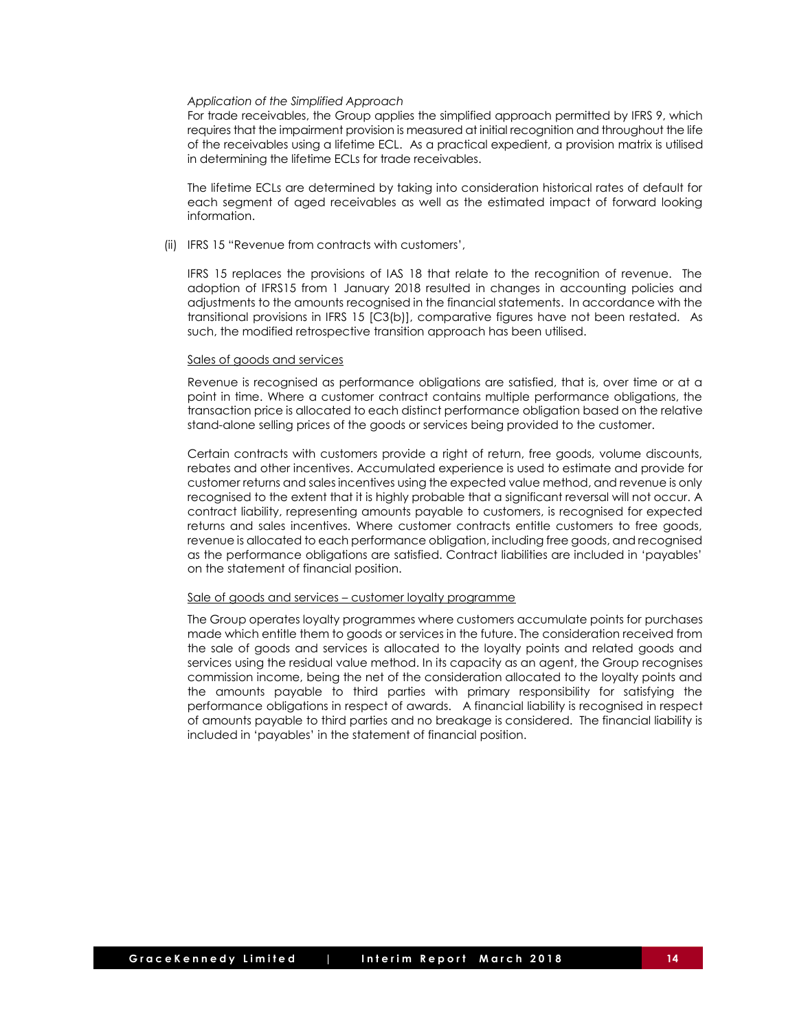*Application of the Simplified Approach*

For trade receivables, the Group applies the simplified approach permitted by IFRS 9, which requires that the impairment provision is measured at initial recognition and throughout the life of the receivables using a lifetime ECL. As a practical expedient, a provision matrix is utilised in determining the lifetime ECLs for trade receivables.

The lifetime ECLs are determined by taking into consideration historical rates of default for each segment of aged receivables as well as the estimated impact of forward looking information.

(ii) IFRS 15 "Revenue from contracts with customers',

IFRS 15 replaces the provisions of IAS 18 that relate to the recognition of revenue. The adoption of IFRS15 from 1 January 2018 resulted in changes in accounting policies and adjustments to the amounts recognised in the financial statements. In accordance with the transitional provisions in IFRS 15 [C3(b)], comparative figures have not been restated. As such, the modified retrospective transition approach has been utilised.

<u>Sales of goods and services</u>

Revenue is recognised as performance obligations are satisfied, that is, over time or at a point in time. Where a customer contract contains multiple performance obligations, the transaction price is allocated to each distinct performance obligation based on the relative stand-alone selling prices of the goods or services being provided to the customer.

Certain contracts with customers provide a right of return, free goods, volume discounts, rebates and other incentives. Accumulated experience is used to estimate and provide for customer returns and sales incentives using the expected value method, and revenue is only recognised to the extent that it is highly probable that a significant reversal will not occur. A contract liability, representing amounts payable to customers, is recognised for expected returns and sales incentives. Where customer contracts entitle customers to free goods, revenue is allocated to each performance obligation, including free goods, and recognised as the performance obligations are satisfied. Contract liabilities are included in 'payables' on the statement of financial position.

<u>Sale of goods and services – customer loyalty programme</u>

The Group operates loyalty programmes where customers accumulate points for purchases made which entitle them to goods or services in the future. The consideration received from the sale of goods and services is allocated to the loyalty points and related goods and services using the residual value method. In its capacity as an agent, the Group recognises commission income, being the net of the consideration allocated to the loyalty points and the amounts payable to third parties with primary responsibility for satisfying the performance obligations in respect of awards. A financial liability is recognised in respect of amounts payable to third parties and no breakage is considered. The financial liability is included in 'payables' in the statement of financial position.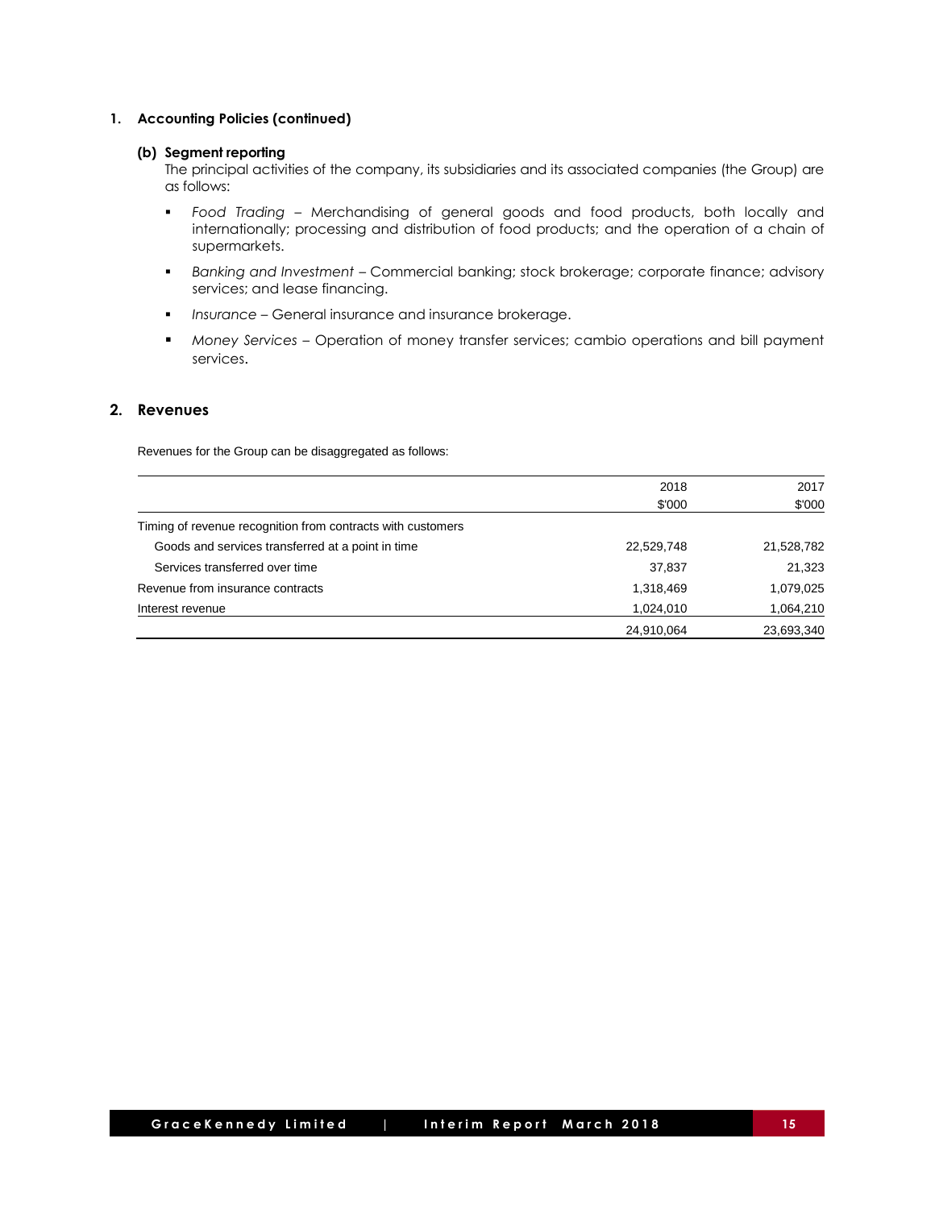## 1. Accounting Policies (continued)

### (b) Segment reporting

The principal activities of the company, its subsidiaries and its associated companies (the Group) are as follows:

- *Food Trading* – Merchandising of general goods and food products, both locally and internationally; processing and distribution of food products; and the operation of a chain of supermarkets.
- *Banking and Investment* – Commercial banking; stock brokerage; corporate finance; advisory services; and lease financing.
- *Insurance* – General insurance and insurance brokerage.
- *Money Services* – Operation of money transfer services; cambio operations and bill payment services.

## 2. Revenues

Revenues for the Group can be disaggregated as follows:

| | 2018<br>$'000 | 2017<br>$'000 |
|---|---|---|
| Timing of revenue recognition from contracts with customers | | |
| Goods and services transferred at a point in time | 22,529,748 | 21,528,782 |
| Services transferred over time | 37,837 | 21,323 |
| Revenue from insurance contracts | 1,318,469 | 1,079,025 |
| Interest revenue | 1,024,010 | 1,064,210 |
| | 24,910,064 | 23,693,340 |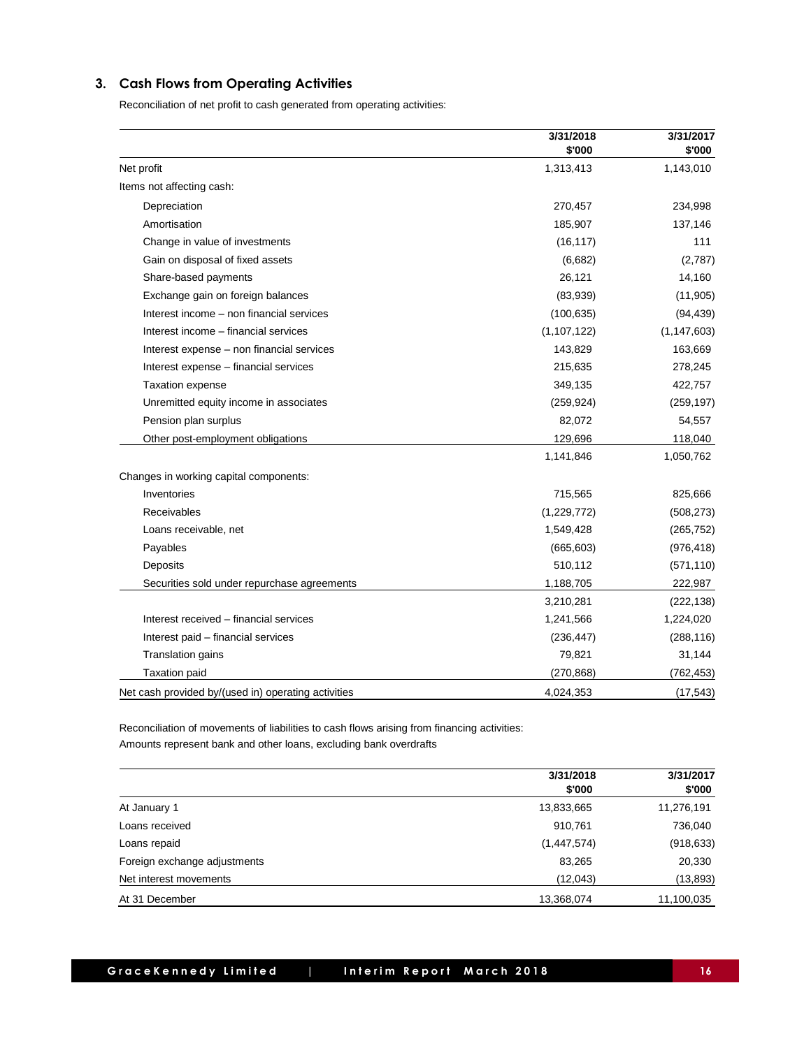## 3. Cash Flows from Operating Activities

Reconciliation of net profit to cash generated from operating activities:

| | 3/31/2018 $'000 | 3/31/2017 $'000 |
|---|---|---|
| Net profit | 1,313,413 | 1,143,010 |
| Items not affecting cash: | | |
| Depreciation | 270,457 | 234,998 |
| Amortisation | 185,907 | 137,146 |
| Change in value of investments | (16,117) | 111 |
| Gain on disposal of fixed assets | (6,682) | (2,787) |
| Share-based payments | 26,121 | 14,160 |
| Exchange gain on foreign balances | (83,939) | (11,905) |
| Interest income – non financial services | (100,635) | (94,439) |
| Interest income – financial services | (1,107,122) | (1,147,603) |
| Interest expense – non financial services | 143,829 | 163,669 |
| Interest expense – financial services | 215,635 | 278,245 |
| Taxation expense | 349,135 | 422,757 |
| Unremitted equity income in associates | (259,924) | (259,197) |
| Pension plan surplus | 82,072 | 54,557 |
| Other post-employment obligations | 129,696 | 118,040 |
| | 1,141,846 | 1,050,762 |
| Changes in working capital components: | | |
| Inventories | 715,565 | 825,666 |
| Receivables | (1,229,772) | (508,273) |
| Loans receivable, net | 1,549,428 | (265,752) |
| Payables | (665,603) | (976,418) |
| Deposits | 510,112 | (571,110) |
| Securities sold under repurchase agreements | 1,188,705 | 222,987 |
| | 3,210,281 | (222,138) |
| Interest received – financial services | 1,241,566 | 1,224,020 |
| Interest paid – financial services | (236,447) | (288,116) |
| Translation gains | 79,821 | 31,144 |
| Taxation paid | (270,868) | (762,453) |
| Net cash provided by/(used in) operating activities | 4,024,353 | (17,543) |

Reconciliation of movements of liabilities to cash flows arising from financing activities:
Amounts represent bank and other loans, excluding bank overdrafts

| | 3/31/2018 $'000 | 3/31/2017 $'000 |
|---|---|---|
| At January 1 | 13,833,665 | 11,276,191 |
| Loans received | 910,761 | 736,040 |
| Loans repaid | (1,447,574) | (918,633) |
| Foreign exchange adjustments | 83,265 | 20,330 |
| Net interest movements | (12,043) | (13,893) |
| At 31 December | 13,368,074 | 11,100,035 |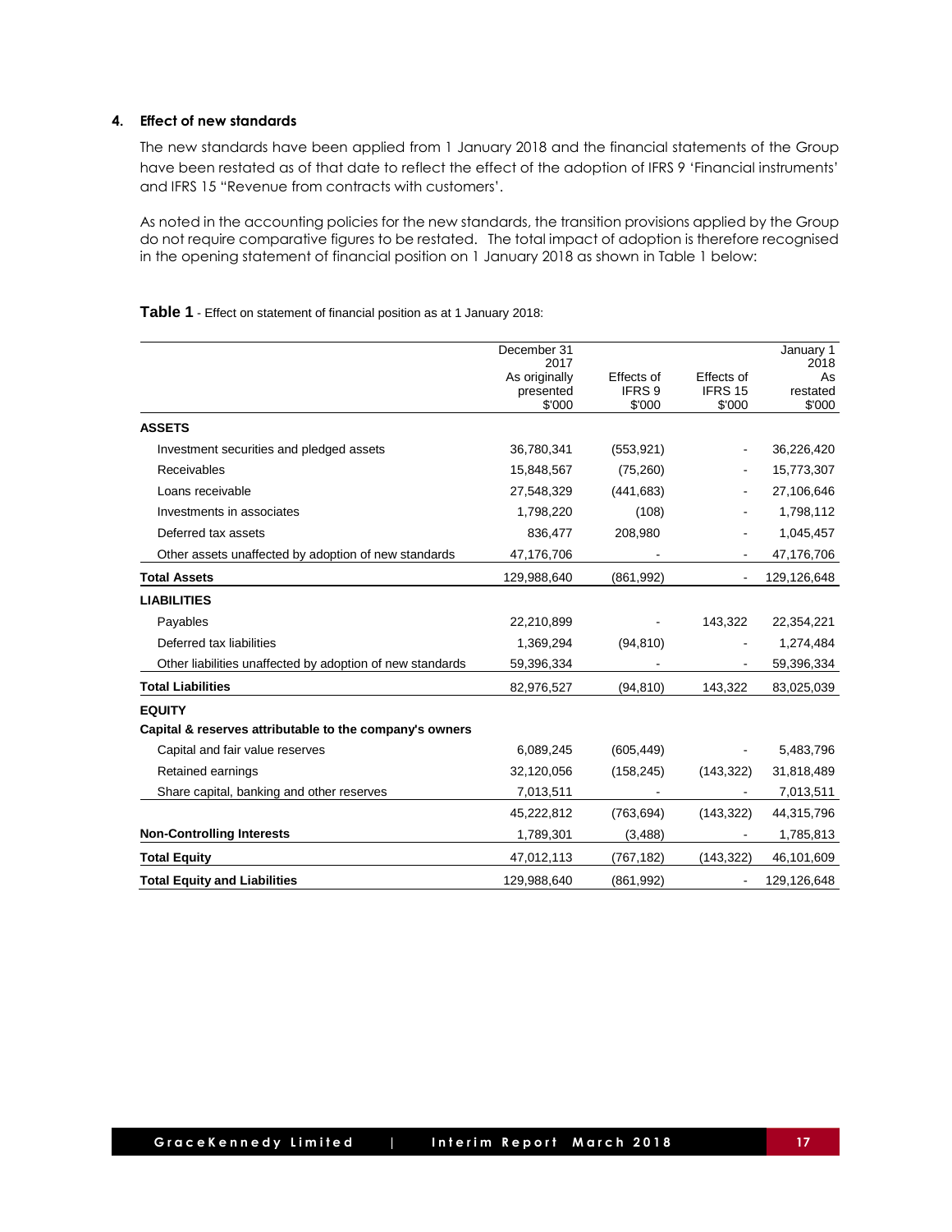#### 4. Effect of new standards

The new standards have been applied from 1 January 2018 and the financial statements of the Group have been restated as of that date to reflect the effect of the adoption of IFRS 9 'Financial instruments' and IFRS 15 "Revenue from contracts with customers'.

As noted in the accounting policies for the new standards, the transition provisions applied by the Group do not require comparative figures to be restated. The total impact of adoption is therefore recognised in the opening statement of financial position on 1 January 2018 as shown in Table 1 below:

**Table 1** - Effect on statement of financial position as at 1 January 2018:

| | December 31 2017 As originally presented $'000 | Effects of IFRS 9 $'000 | Effects of IFRS 15 $'000 | January 1 2018 As restated $'000 |
|---|---|---|---|---|
| **ASSETS** | | | | |
| Investment securities and pledged assets | 36,780,341 | (553,921) | - | 36,226,420 |
| Receivables | 15,848,567 | (75,260) | - | 15,773,307 |
| Loans receivable | 27,548,329 | (441,683) | - | 27,106,646 |
| Investments in associates | 1,798,220 | (108) | - | 1,798,112 |
| Deferred tax assets | 836,477 | 208,980 | - | 1,045,457 |
| Other assets unaffected by adoption of new standards | 47,176,706 | - | - | 47,176,706 |
| **Total Assets** | 129,988,640 | (861,992) | - | 129,126,648 |
| **LIABILITIES** | | | | |
| Payables | 22,210,899 | - | 143,322 | 22,354,221 |
| Deferred tax liabilities | 1,369,294 | (94,810) | - | 1,274,484 |
| Other liabilities unaffected by adoption of new standards | 59,396,334 | - | - | 59,396,334 |
| **Total Liabilities** | 82,976,527 | (94,810) | 143,322 | 83,025,039 |
| **EQUITY** | | | | |
| **Capital & reserves attributable to the company's owners** | | | | |
| Capital and fair value reserves | 6,089,245 | (605,449) | - | 5,483,796 |
| Retained earnings | 32,120,056 | (158,245) | (143,322) | 31,818,489 |
| Share capital, banking and other reserves | 7,013,511 | - | - | 7,013,511 |
| | 45,222,812 | (763,694) | (143,322) | 44,315,796 |
| **Non-Controlling Interests** | 1,789,301 | (3,488) | - | 1,785,813 |
| **Total Equity** | 47,012,113 | (767,182) | (143,322) | 46,101,609 |
| **Total Equity and Liabilities** | 129,988,640 | (861,992) | - | 129,126,648 |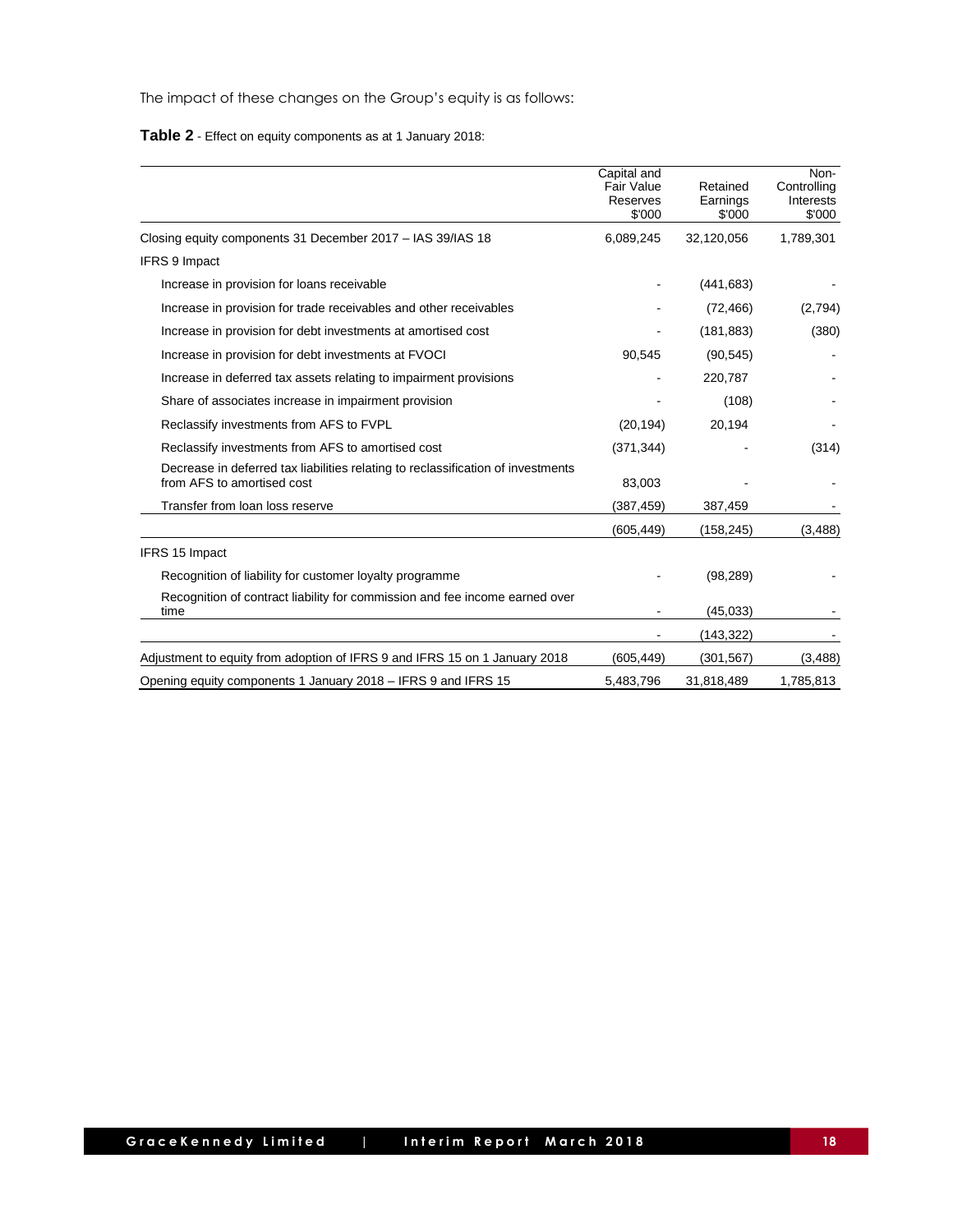The impact of these changes on the Group's equity is as follows:

**Table 2** - Effect on equity components as at 1 January 2018:

| | Capital and Fair Value Reserves $'000 | Retained Earnings $'000 | Non-Controlling Interests $'000 |
|---|---|---|---|
| Closing equity components 31 December 2017 – IAS 39/IAS 18 | 6,089,245 | 32,120,056 | 1,789,301 |
| IFRS 9 Impact | | | |
| Increase in provision for loans receivable | - | (441,683) | - |
| Increase in provision for trade receivables and other receivables | - | (72,466) | (2,794) |
| Increase in provision for debt investments at amortised cost | - | (181,883) | (380) |
| Increase in provision for debt investments at FVOCI | 90,545 | (90,545) | - |
| Increase in deferred tax assets relating to impairment provisions | - | 220,787 | - |
| Share of associates increase in impairment provision | - | (108) | - |
| Reclassify investments from AFS to FVPL | (20,194) | 20,194 | - |
| Reclassify investments from AFS to amortised cost | (371,344) | - | (314) |
| Decrease in deferred tax liabilities relating to reclassification of investments from AFS to amortised cost | 83,003 | - | - |
| Transfer from loan loss reserve | (387,459) | 387,459 | - |
| | (605,449) | (158,245) | (3,488) |
| IFRS 15 Impact | | | |
| Recognition of liability for customer loyalty programme | - | (98,289) | - |
| Recognition of contract liability for commission and fee income earned over time | - | (45,033) | - |
| | - | (143,322) | - |
| Adjustment to equity from adoption of IFRS 9 and IFRS 15 on 1 January 2018 | (605,449) | (301,567) | (3,488) |
| Opening equity components 1 January 2018 – IFRS 9 and IFRS 15 | 5,483,796 | 31,818,489 | 1,785,813 |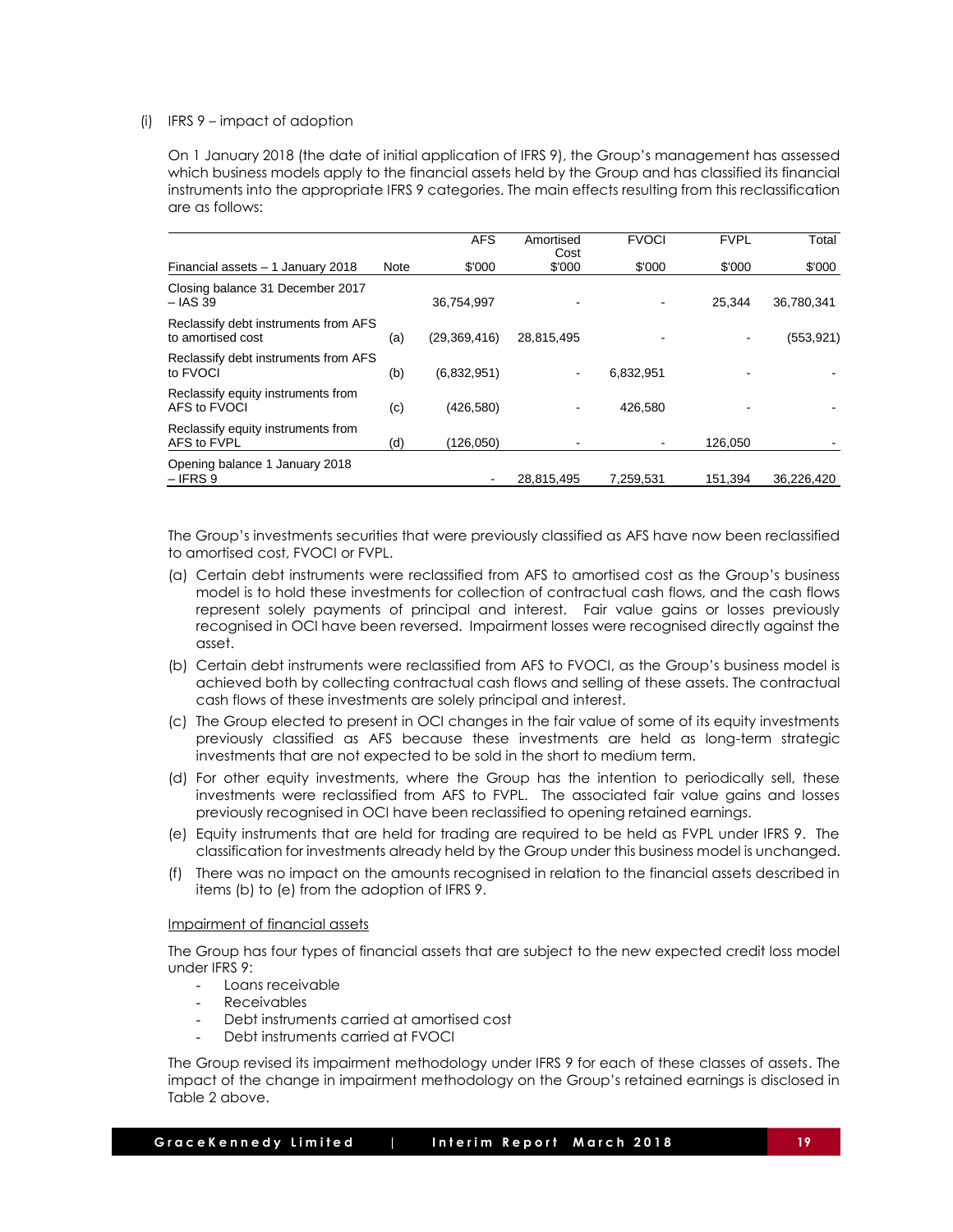(i) IFRS 9 – impact of adoption

On 1 January 2018 (the date of initial application of IFRS 9), the Group's management has assessed which business models apply to the financial assets held by the Group and has classified its financial instruments into the appropriate IFRS 9 categories. The main effects resulting from this reclassification are as follows:

| Financial assets – 1 January 2018 | Note | AFS<br>$'000 | Amortised Cost<br>$'000 | FVOCI<br>$'000 | FVPL<br>$'000 | Total<br>$'000 |
|---|---|---|---|---|---|---|
| Closing balance 31 December 2017 – IAS 39 | | 36,754,997 | - | - | 25,344 | 36,780,341 |
| Reclassify debt instruments from AFS to amortised cost | (a) | (29,369,416) | 28,815,495 | - | - | (553,921) |
| Reclassify debt instruments from AFS to FVOCI | (b) | (6,832,951) | - | 6,832,951 | - | - |
| Reclassify equity instruments from AFS to FVOCI | (c) | (426,580) | - | 426,580 | - | - |
| Reclassify equity instruments from AFS to FVPL | (d) | (126,050) | - | - | 126,050 | - |
| Opening balance 1 January 2018 – IFRS 9 | | - | 28,815,495 | 7,259,531 | 151,394 | 36,226,420 |

The Group's investments securities that were previously classified as AFS have now been reclassified to amortised cost, FVOCI or FVPL.

(a) Certain debt instruments were reclassified from AFS to amortised cost as the Group's business model is to hold these investments for collection of contractual cash flows, and the cash flows represent solely payments of principal and interest. Fair value gains or losses previously recognised in OCI have been reversed. Impairment losses were recognised directly against the asset.

(b) Certain debt instruments were reclassified from AFS to FVOCI, as the Group's business model is achieved both by collecting contractual cash flows and selling of these assets. The contractual cash flows of these investments are solely principal and interest.

(c) The Group elected to present in OCI changes in the fair value of some of its equity investments previously classified as AFS because these investments are held as long-term strategic investments that are not expected to be sold in the short to medium term.

(d) For other equity investments, where the Group has the intention to periodically sell, these investments were reclassified from AFS to FVPL. The associated fair value gains and losses previously recognised in OCI have been reclassified to opening retained earnings.

(e) Equity instruments that are held for trading are required to be held as FVPL under IFRS 9. The classification for investments already held by the Group under this business model is unchanged.

(f) There was no impact on the amounts recognised in relation to the financial assets described in items (b) to (e) from the adoption of IFRS 9.

Impairment of financial assets

The Group has four types of financial assets that are subject to the new expected credit loss model under IFRS 9:

- Loans receivable
- Receivables
- Debt instruments carried at amortised cost
- Debt instruments carried at FVOCI

The Group revised its impairment methodology under IFRS 9 for each of these classes of assets. The impact of the change in impairment methodology on the Group's retained earnings is disclosed in Table 2 above.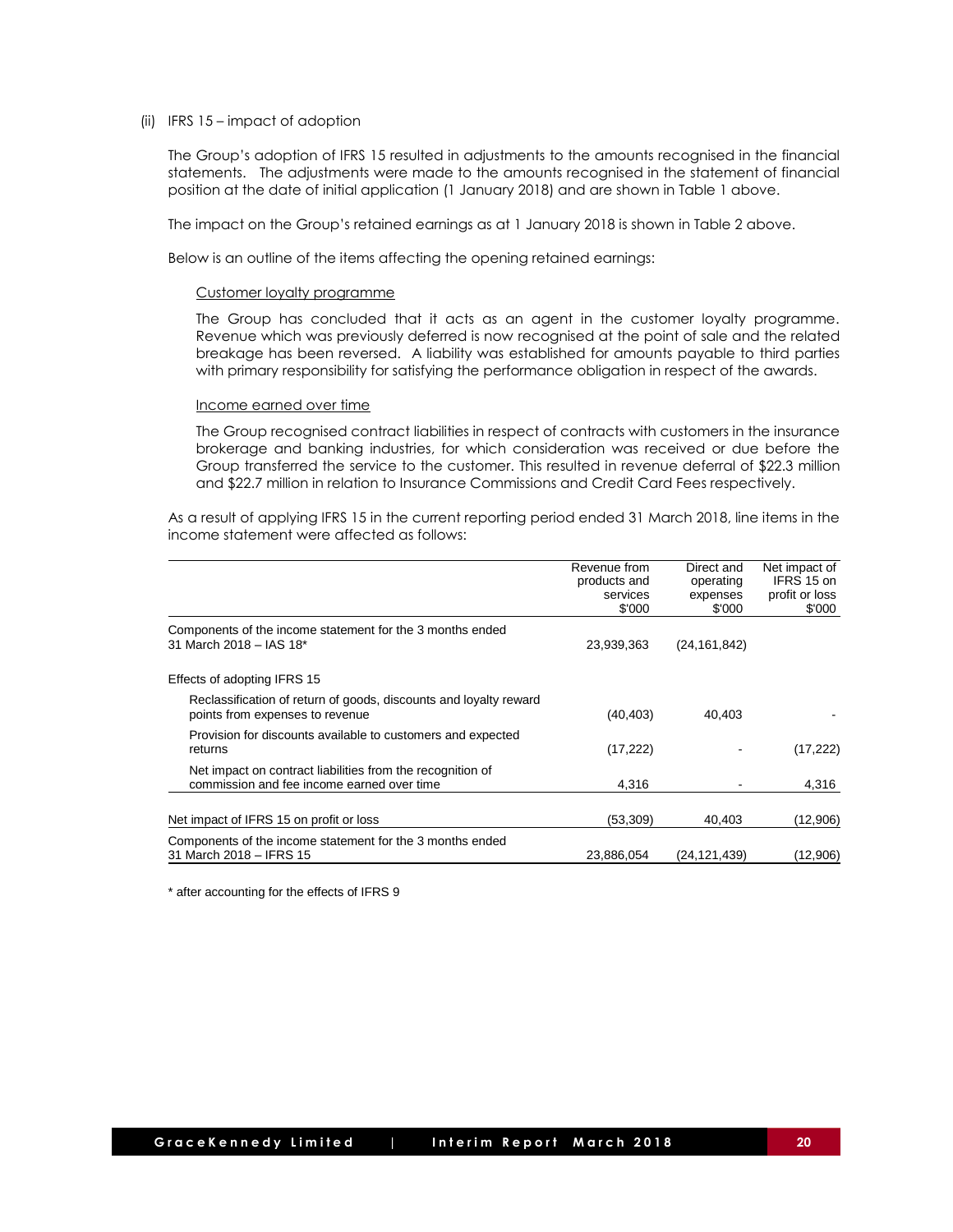(ii) IFRS 15 – impact of adoption

The Group's adoption of IFRS 15 resulted in adjustments to the amounts recognised in the financial statements. The adjustments were made to the amounts recognised in the statement of financial position at the date of initial application (1 January 2018) and are shown in Table 1 above.

The impact on the Group's retained earnings as at 1 January 2018 is shown in Table 2 above.

Below is an outline of the items affecting the opening retained earnings:

Customer loyalty programme

The Group has concluded that it acts as an agent in the customer loyalty programme. Revenue which was previously deferred is now recognised at the point of sale and the related breakage has been reversed. A liability was established for amounts payable to third parties with primary responsibility for satisfying the performance obligation in respect of the awards.

Income earned over time

The Group recognised contract liabilities in respect of contracts with customers in the insurance brokerage and banking industries, for which consideration was received or due before the Group transferred the service to the customer. This resulted in revenue deferral of $22.3 million and $22.7 million in relation to Insurance Commissions and Credit Card Fees respectively.

As a result of applying IFRS 15 in the current reporting period ended 31 March 2018, line items in the income statement were affected as follows:

| | Revenue from products and services $'000 | Direct and operating expenses $'000 | Net impact of IFRS 15 on profit or loss $'000 |
|---|---|---|---|
| Components of the income statement for the 3 months ended 31 March 2018 – IAS 18* | 23,939,363 | (24,161,842) | |
| Effects of adopting IFRS 15 | | | |
| Reclassification of return of goods, discounts and loyalty reward points from expenses to revenue | (40,403) | 40,403 | - |
| Provision for discounts available to customers and expected returns | (17,222) | - | (17,222) |
| Net impact on contract liabilities from the recognition of commission and fee income earned over time | 4,316 | - | 4,316 |
| Net impact of IFRS 15 on profit or loss | (53,309) | 40,403 | (12,906) |
| Components of the income statement for the 3 months ended 31 March 2018 – IFRS 15 | 23,886,054 | (24,121,439) | (12,906) |

* after accounting for the effects of IFRS 9